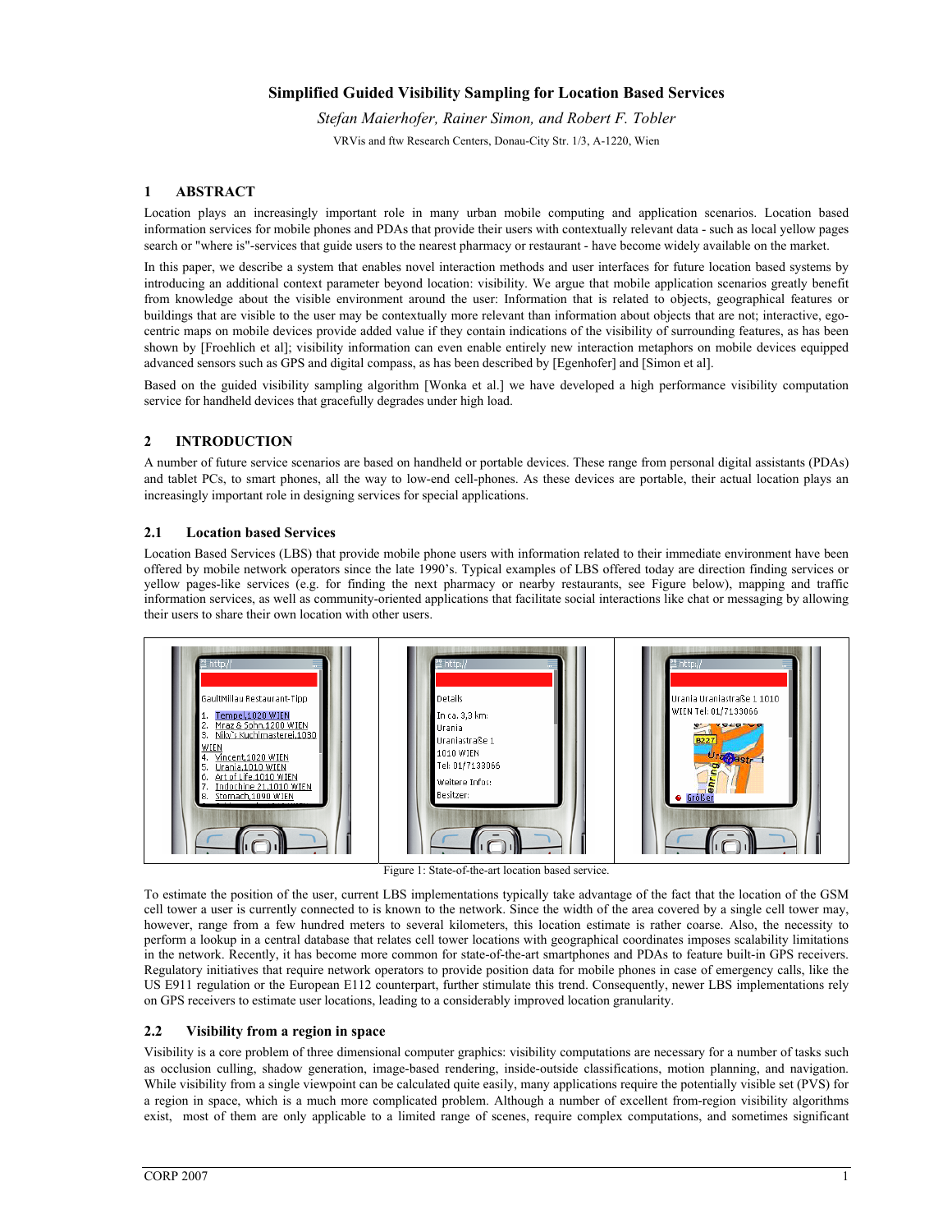# Simplified Guided Visibility Sampling for Location Based Services

*Stefan Maierhofer, Rainer Simon, and Robert F. Tobler*

VRVis and ftw Research Centers, Donau-City Str. 1/3, A-1220, Wien

## 1 ABSTRACT

Location plays an increasingly important role in many urban mobile computing and application scenarios. Location based information services for mobile phones and PDAs that provide their users with contextually relevant data - such as local yellow pages search or "where is"-services that guide users to the nearest pharmacy or restaurant - have become widely available on the market.

In this paper, we describe a system that enables novel interaction methods and user interfaces for future location based systems by introducing an additional context parameter beyond location: visibility. We argue that mobile application scenarios greatly benefit from knowledge about the visible environment around the user: Information that is related to objects, geographical features or buildings that are visible to the user may be contextually more relevant than information about objects that are not; interactive, ego-centric maps on mobile devices provide added value if they contain indications of the visibility of surrounding features, as has been shown by [Froehlich et al]; visibility information can even enable entirely new interaction metaphors on mobile devices equipped advanced sensors such as GPS and digital compass, as has been described by [Egenhofer] and [Simon et al].

Based on the guided visibility sampling algorithm [Wonka et al.] we have developed a high performance visibility computation service for handheld devices that gracefully degrades under high load.

## 2 INTRODUCTION

A number of future service scenarios are based on handheld or portable devices. These range from personal digital assistants (PDAs) and tablet PCs, to smart phones, all the way to low-end cell-phones. As these devices are portable, their actual location plays an increasingly important role in designing services for special applications.

### 2.1 Location based Services

Location Based Services (LBS) that provide mobile phone users with information related to their immediate environment have been offered by mobile network operators since the late 1990's. Typical examples of LBS offered today are direction finding services or yellow pages-like services (e.g. for finding the next pharmacy or nearby restaurants, see Figure below), mapping and traffic information services, as well as community-oriented applications that facilitate social interactions like chat or messaging by allowing their users to share their own location with other users.

Figure 1: State-of-the-art location based service.

To estimate the position of the user, current LBS implementations typically take advantage of the fact that the location of the GSM cell tower a user is currently connected to is known to the network. Since the width of the area covered by a single cell tower may, however, range from a few hundred meters to several kilometers, this location estimate is rather coarse. Also, the necessity to perform a lookup in a central database that relates cell tower locations with geographical coordinates imposes scalability limitations in the network. Recently, it has become more common for state-of-the-art smartphones and PDAs to feature built-in GPS receivers. Regulatory initiatives that require network operators to provide position data for mobile phones in case of emergency calls, like the US E911 regulation or the European E112 counterpart, further stimulate this trend. Consequently, newer LBS implementations rely on GPS receivers to estimate user locations, leading to a considerably improved location granularity.

### 2.2 Visibility from a region in space

Visibility is a core problem of three dimensional computer graphics: visibility computations are necessary for a number of tasks such as occlusion culling, shadow generation, image-based rendering, inside-outside classifications, motion planning, and navigation. While visibility from a single viewpoint can be calculated quite easily, many applications require the potentially visible set (PVS) for a region in space, which is a much more complicated problem. Although a number of excellent from-region visibility algorithms exist, most of them are only applicable to a limited range of scenes, require complex computations, and sometimes significant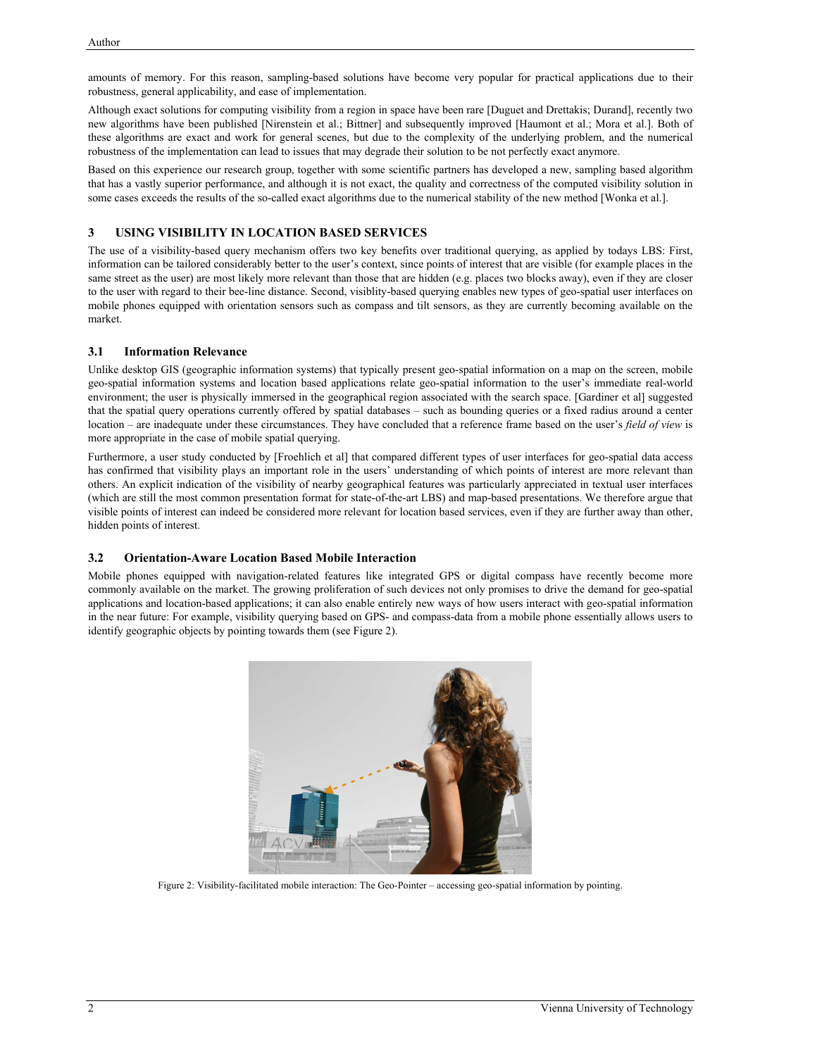amounts of memory. For this reason, sampling-based solutions have become very popular for practical applications due to their robustness, general applicability, and ease of implementation.

Although exact solutions for computing visibility from a region in space have been rare [Duguet and Drettakis; Durand], recently two new algorithms have been published [Nirenstein et al.; Bittner] and subsequently improved [Haumont et al.; Mora et al.]. Both of these algorithms are exact and work for general scenes, but due to the complexity of the underlying problem, and the numerical robustness of the implementation can lead to issues that may degrade their solution to be not perfectly exact anymore.

Based on this experience our research group, together with some scientific partners has developed a new, sampling based algorithm that has a vastly superior performance, and although it is not exact, the quality and correctness of the computed visibility solution in some cases exceeds the results of the so-called exact algorithms due to the numerical stability of the new method [Wonka et al.].

## 3 USING VISIBILITY IN LOCATION BASED SERVICES

The use of a visibility-based query mechanism offers two key benefits over traditional querying, as applied by todays LBS: First, information can be tailored considerably better to the user's context, since points of interest that are visible (for example places in the same street as the user) are most likely more relevant than those that are hidden (e.g. places two blocks away), even if they are closer to the user with regard to their bee-line distance. Second, visiblity-based querying enables new types of geo-spatial user interfaces on mobile phones equipped with orientation sensors such as compass and tilt sensors, as they are currently becoming available on the market.

### 3.1 Information Relevance

Unlike desktop GIS (geographic information systems) that typically present geo-spatial information on a map on the screen, mobile geo-spatial information systems and location based applications relate geo-spatial information to the user's immediate real-world environment; the user is physically immersed in the geographical region associated with the search space. [Gardiner et al] suggested that the spatial query operations currently offered by spatial databases – such as bounding queries or a fixed radius around a center location – are inadequate under these circumstances. They have concluded that a reference frame based on the user's *field of view* is more appropriate in the case of mobile spatial querying.

Furthermore, a user study conducted by [Froehlich et al] that compared different types of user interfaces for geo-spatial data access has confirmed that visibility plays an important role in the users' understanding of which points of interest are more relevant than others. An explicit indication of the visibility of nearby geographical features was particularly appreciated in textual user interfaces (which are still the most common presentation format for state-of-the-art LBS) and map-based presentations. We therefore argue that visible points of interest can indeed be considered more relevant for location based services, even if they are further away than other, hidden points of interest.

### 3.2 Orientation-Aware Location Based Mobile Interaction

Mobile phones equipped with navigation-related features like integrated GPS or digital compass have recently become more commonly available on the market. The growing proliferation of such devices not only promises to drive the demand for geo-spatial applications and location-based applications; it can also enable entirely new ways of how users interact with geo-spatial information in the near future: For example, visibility querying based on GPS- and compass-data from a mobile phone essentially allows users to identify geographic objects by pointing towards them (see Figure 2).

Figure 2: Visibility-facilitated mobile interaction: The Geo-Pointer – accessing geo-spatial information by pointing.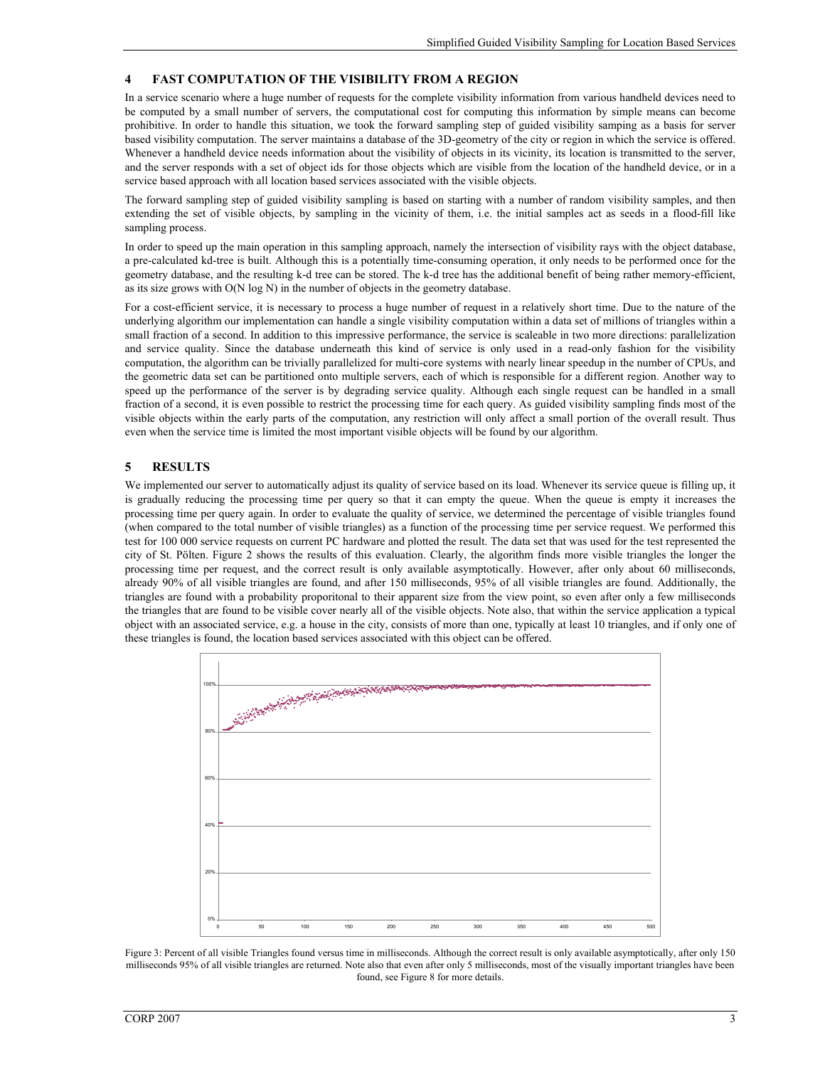## 4 FAST COMPUTATION OF THE VISIBILITY FROM A REGION

In a service scenario where a huge number of requests for the complete visibility information from various handheld devices need to be computed by a small number of servers, the computational cost for computing this information by simple means can become prohibitive. In order to handle this situation, we took the forward sampling step of guided visibility samping as a basis for server based visibility computation. The server maintains a database of the 3D-geometry of the city or region in which the service is offered. Whenever a handheld device needs information about the visibility of objects in its vicinity, its location is transmitted to the server, and the server responds with a set of object ids for those objects which are visible from the location of the handheld device, or in a service based approach with all location based services associated with the visible objects.

The forward sampling step of guided visibility sampling is based on starting with a number of random visibility samples, and then extending the set of visible objects, by sampling in the vicinity of them, i.e. the initial samples act as seeds in a flood-fill like sampling process.

In order to speed up the main operation in this sampling approach, namely the intersection of visibility rays with the object database, a pre-calculated kd-tree is built. Although this is a potentially time-consuming operation, it only needs to be performed once for the geometry database, and the resulting k-d tree can be stored. The k-d tree has the additional benefit of being rather memory-efficient, as its size grows with O(N log N) in the number of objects in the geometry database.

For a cost-efficient service, it is necessary to process a huge number of request in a relatively short time. Due to the nature of the underlying algorithm our implementation can handle a single visibility computation within a data set of millions of triangles within a small fraction of a second. In addition to this impressive performance, the service is scaleable in two more directions: parallelization and service quality. Since the database underneath this kind of service is only used in a read-only fashion for the visibility computation, the algorithm can be trivially parallelized for multi-core systems with nearly linear speedup in the number of CPUs, and the geometric data set can be partitioned onto multiple servers, each of which is responsible for a different region. Another way to speed up the performance of the server is by degrading service quality. Although each single request can be handled in a small fraction of a second, it is even possible to restrict the processing time for each query. As guided visibility sampling finds most of the visible objects within the early parts of the computation, any restriction will only affect a small portion of the overall result. Thus even when the service time is limited the most important visible objects will be found by our algorithm.

## 5 RESULTS

We implemented our server to automatically adjust its quality of service based on its load. Whenever its service queue is filling up, it is gradually reducing the processing time per query so that it can empty the queue. When the queue is empty it increases the processing time per query again. In order to evaluate the quality of service, we determined the percentage of visible triangles found (when compared to the total number of visible triangles) as a function of the processing time per service request. We performed this test for 100 000 service requests on current PC hardware and plotted the result. The data set that was used for the test represented the city of St. Pölten. Figure 2 shows the results of this evaluation. Clearly, the algorithm finds more visible triangles the longer the processing time per request, and the correct result is only available asymptotically. However, after only about 60 milliseconds, already 90% of all visible triangles are found, and after 150 milliseconds, 95% of all visible triangles are found. Additionally, the triangles are found with a probability proporitonal to their apparent size from the view point, so even after only a few milliseconds the triangles that are found to be visible cover nearly all of the visible objects. Note also, that within the service application a typical object with an associated service, e.g. a house in the city, consists of more than one, typically at least 10 triangles, and if only one of these triangles is found, the location based services associated with this object can be offered.

Figure 3: Percent of all visible Triangles found versus time in milliseconds. Although the correct result is only available asymptotically, after only 150 milliseconds 95% of all visible triangles are returned. Note also that even after only 5 milliseconds, most of the visually important triangles have been found, see Figure 8 for more details.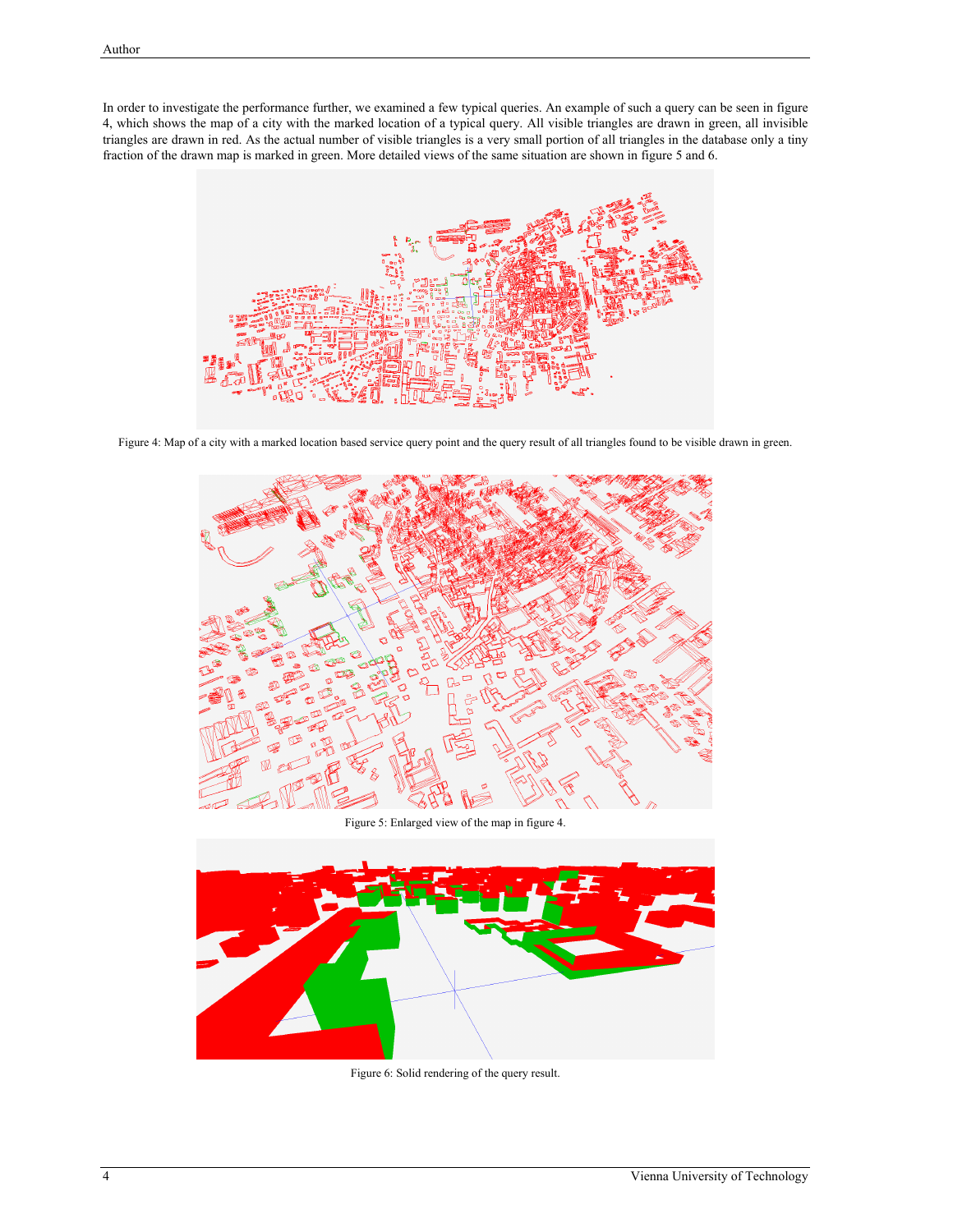In order to investigate the performance further, we examined a few typical queries. An example of such a query can be seen in figure 4, which shows the map of a city with the marked location of a typical query. All visible triangles are drawn in green, all invisible triangles are drawn in red. As the actual number of visible triangles is a very small portion of all triangles in the database only a tiny fraction of the drawn map is marked in green. More detailed views of the same situation are shown in figure 5 and 6.

Figure 4: Map of a city with a marked location based service query point and the query result of all triangles found to be visible drawn in green.

Figure 5: Enlarged view of the map in figure 4.

Figure 6: Solid rendering of the query result.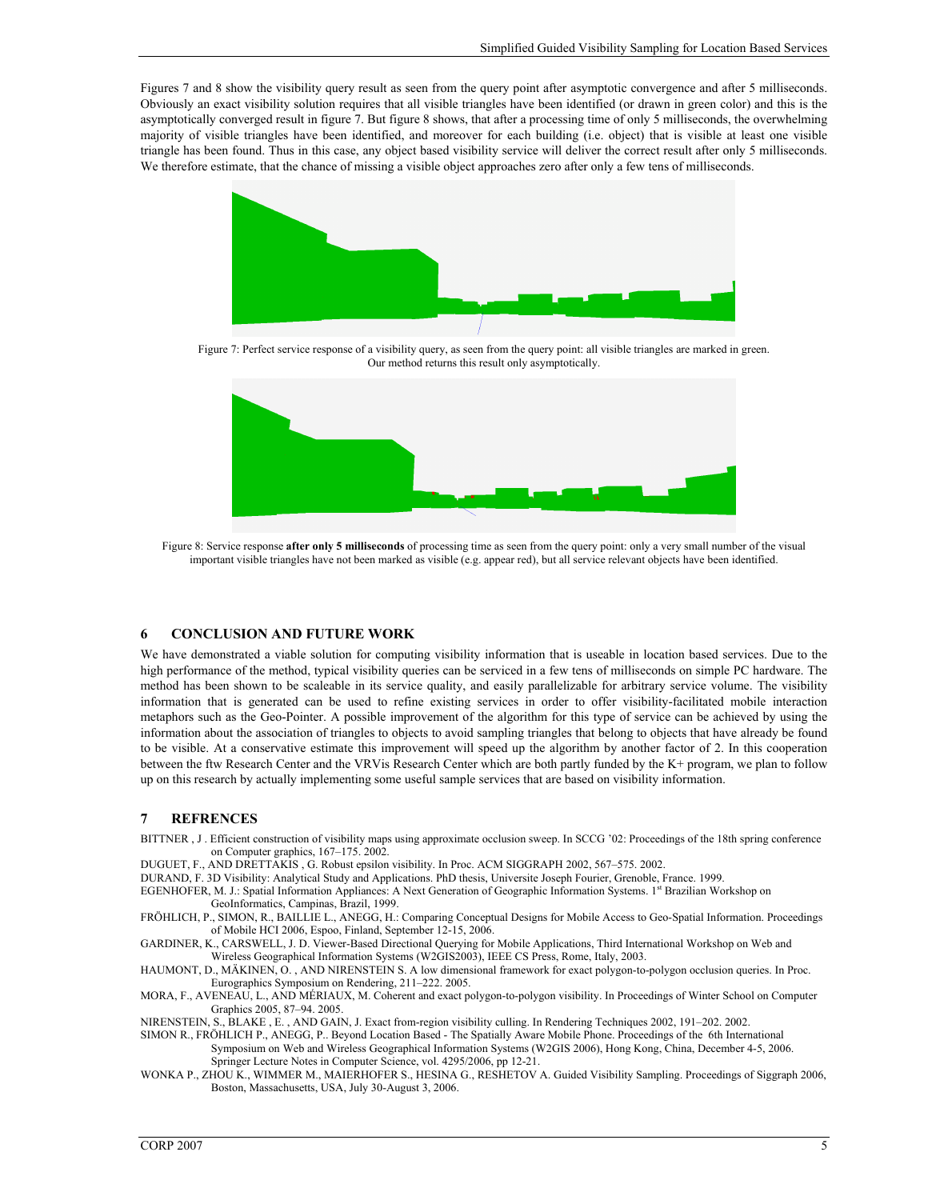Figures 7 and 8 show the visibility query result as seen from the query point after asymptotic convergence and after 5 milliseconds. Obviously an exact visibility solution requires that all visible triangles have been identified (or drawn in green color) and this is the asymptotically converged result in figure 7. But figure 8 shows, that after a processing time of only 5 milliseconds, the overwhelming majority of visible triangles have been identified, and moreover for each building (i.e. object) that is visible at least one visible triangle has been found. Thus in this case, any object based visibility service will deliver the correct result after only 5 milliseconds. We therefore estimate, that the chance of missing a visible object approaches zero after only a few tens of milliseconds.

Figure 7: Perfect service response of a visibility query, as seen from the query point: all visible triangles are marked in green. Our method returns this result only asymptotically.

Figure 8: Service response **after only 5 milliseconds** of processing time as seen from the query point: only a very small number of the visual important visible triangles have not been marked as visible (e.g. appear red), but all service relevant objects have been identified.

## 6 CONCLUSION AND FUTURE WORK

We have demonstrated a viable solution for computing visibility information that is useable in location based services. Due to the high performance of the method, typical visibility queries can be serviced in a few tens of milliseconds on simple PC hardware. The method has been shown to be scaleable in its service quality, and easily parallelizable for arbitrary service volume. The visibility information that is generated can be used to refine existing services in order to offer visibility-facilitated mobile interaction metaphors such as the Geo-Pointer. A possible improvement of the algorithm for this type of service can be achieved by using the information about the association of triangles to objects to avoid sampling triangles that belong to objects that have already be found to be visible. At a conservative estimate this improvement will speed up the algorithm by another factor of 2. In this cooperation between the ftw Research Center and the VRVis Research Center which are both partly funded by the K+ program, we plan to follow up on this research by actually implementing some useful sample services that are based on visibility information.

## 7 REFRENCES

BITTNER , J . Efficient construction of visibility maps using approximate occlusion sweep. In SCCG '02: Proceedings of the 18th spring conference on Computer graphics, 167–175. 2002.

DUGUET, F., AND DRETTAKIS , G. Robust epsilon visibility. In Proc. ACM SIGGRAPH 2002, 567–575. 2002.

DURAND, F. 3D Visibility: Analytical Study and Applications. PhD thesis, Universite Joseph Fourier, Grenoble, France. 1999.

EGENHOFER, M. J.: Spatial Information Appliances: A Next Generation of Geographic Information Systems. 1st Brazilian Workshop on GeoInformatics, Campinas, Brazil, 1999.

FRÖHLICH, P., SIMON, R., BAILLIE L., ANEGG, H.: Comparing Conceptual Designs for Mobile Access to Geo-Spatial Information. Proceedings of Mobile HCI 2006, Espoo, Finland, September 12-15, 2006.

GARDINER, K., CARSWELL, J. D. Viewer-Based Directional Querying for Mobile Applications, Third International Workshop on Web and Wireless Geographical Information Systems (W2GIS2003), IEEE CS Press, Rome, Italy, 2003.

HAUMONT, D., MÄKINEN, O. , AND NIRENSTEIN S. A low dimensional framework for exact polygon-to-polygon occlusion queries. In Proc. Eurographics Symposium on Rendering, 211–222. 2005.

MORA, F., AVENEAU, L., AND MÉRIAUX, M. Coherent and exact polygon-to-polygon visibility. In Proceedings of Winter School on Computer Graphics 2005, 87–94. 2005.

NIRENSTEIN, S., BLAKE , E. , AND GAIN, J. Exact from-region visibility culling. In Rendering Techniques 2002, 191–202. 2002.

SIMON R., FRÖHLICH P., ANEGG, P.. Beyond Location Based - The Spatially Aware Mobile Phone. Proceedings of the 6th International Symposium on Web and Wireless Geographical Information Systems (W2GIS 2006), Hong Kong, China, December 4-5, 2006. Springer Lecture Notes in Computer Science, vol. 4295/2006, pp 12-21.

WONKA P., ZHOU K., WIMMER M., MAIERHOFER S., HESINA G., RESHETOV A. Guided Visibility Sampling. Proceedings of Siggraph 2006, Boston, Massachusetts, USA, July 30-August 3, 2006.